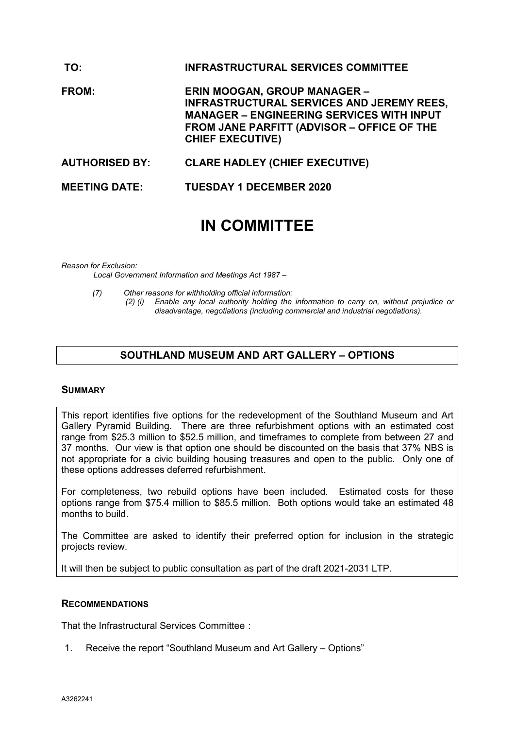**TO:** **INFRASTRUCTURAL SERVICES COMMITTEE**

**FROM:** **ERIN MOOGAN, GROUP MANAGER – INFRASTRUCTURAL SERVICES AND JEREMY REES, MANAGER – ENGINEERING SERVICES WITH INPUT FROM JANE PARFITT (ADVISOR – OFFICE OF THE CHIEF EXECUTIVE)**

**AUTHORISED BY:** **CLARE HADLEY (CHIEF EXECUTIVE)**

**MEETING DATE:** **TUESDAY 1 DECEMBER 2020**

# IN COMMITTEE

*Reason for Exclusion:*
*Local Government Information and Meetings Act 1987 –*

*(7) Other reasons for withholding official information:*
*(2) (i) Enable any local authority holding the information to carry on, without prejudice or disadvantage, negotiations (including commercial and industrial negotiations).*

## SOUTHLAND MUSEUM AND ART GALLERY – OPTIONS

### SUMMARY

This report identifies five options for the redevelopment of the Southland Museum and Art Gallery Pyramid Building. There are three refurbishment options with an estimated cost range from $25.3 million to $52.5 million, and timeframes to complete from between 27 and 37 months. Our view is that option one should be discounted on the basis that 37% NBS is not appropriate for a civic building housing treasures and open to the public. Only one of these options addresses deferred refurbishment.

For completeness, two rebuild options have been included. Estimated costs for these options range from $75.4 million to $85.5 million. Both options would take an estimated 48 months to build.

The Committee are asked to identify their preferred option for inclusion in the strategic projects review.

It will then be subject to public consultation as part of the draft 2021-2031 LTP.

### RECOMMENDATIONS

That the Infrastructural Services Committee :

1. Receive the report "Southland Museum and Art Gallery – Options"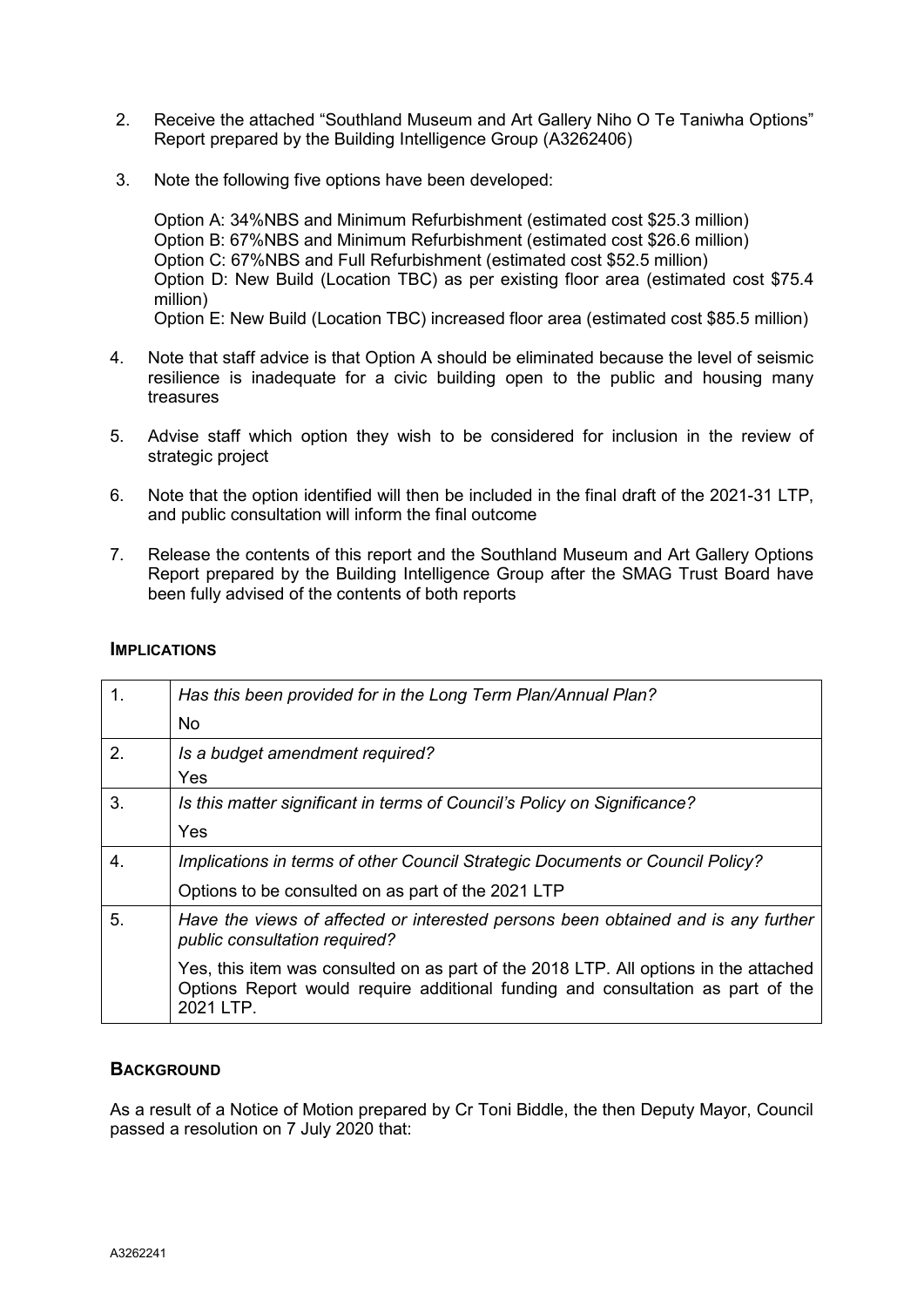2. Receive the attached "Southland Museum and Art Gallery Niho O Te Taniwha Options" Report prepared by the Building Intelligence Group (A3262406)

3. Note the following five options have been developed:

   Option A: 34%NBS and Minimum Refurbishment (estimated cost $25.3 million)
   Option B: 67%NBS and Minimum Refurbishment (estimated cost $26.6 million)
   Option C: 67%NBS and Full Refurbishment (estimated cost $52.5 million)
   Option D: New Build (Location TBC) as per existing floor area (estimated cost $75.4 million)
   Option E: New Build (Location TBC) increased floor area (estimated cost $85.5 million)

4. Note that staff advice is that Option A should be eliminated because the level of seismic resilience is inadequate for a civic building open to the public and housing many treasures

5. Advise staff which option they wish to be considered for inclusion in the review of strategic project

6. Note that the option identified will then be included in the final draft of the 2021-31 LTP, and public consultation will inform the final outcome

7. Release the contents of this report and the Southland Museum and Art Gallery Options Report prepared by the Building Intelligence Group after the SMAG Trust Board have been fully advised of the contents of both reports

## IMPLICATIONS

| | |
|---|---|
| 1. | *Has this been provided for in the Long Term Plan/Annual Plan?*<br>No |
| 2. | *Is a budget amendment required?*<br>Yes |
| 3. | *Is this matter significant in terms of Council's Policy on Significance?*<br>Yes |
| 4. | *Implications in terms of other Council Strategic Documents or Council Policy?*<br>Options to be consulted on as part of the 2021 LTP |
| 5. | *Have the views of affected or interested persons been obtained and is any further public consultation required?*<br>Yes, this item was consulted on as part of the 2018 LTP. All options in the attached Options Report would require additional funding and consultation as part of the 2021 LTP. |

## BACKGROUND

As a result of a Notice of Motion prepared by Cr Toni Biddle, the then Deputy Mayor, Council passed a resolution on 7 July 2020 that: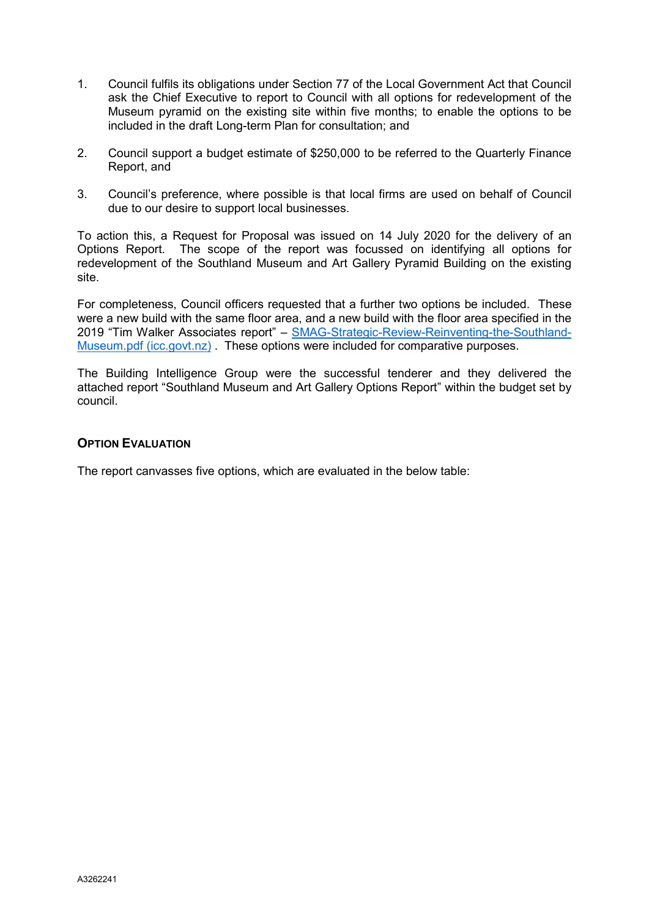1. Council fulfils its obligations under Section 77 of the Local Government Act that Council ask the Chief Executive to report to Council with all options for redevelopment of the Museum pyramid on the existing site within five months; to enable the options to be included in the draft Long-term Plan for consultation; and

2. Council support a budget estimate of $250,000 to be referred to the Quarterly Finance Report, and

3. Council's preference, where possible is that local firms are used on behalf of Council due to our desire to support local businesses.

To action this, a Request for Proposal was issued on 14 July 2020 for the delivery of an Options Report. The scope of the report was focussed on identifying all options for redevelopment of the Southland Museum and Art Gallery Pyramid Building on the existing site.

For completeness, Council officers requested that a further two options be included. These were a new build with the same floor area, and a new build with the floor area specified in the 2019 "Tim Walker Associates report" – [SMAG-Strategic-Review-Reinventing-the-Southland-Museum.pdf (icc.govt.nz)](SMAG-Strategic-Review-Reinventing-the-Southland-Museum.pdf) . These options were included for comparative purposes.

The Building Intelligence Group were the successful tenderer and they delivered the attached report "Southland Museum and Art Gallery Options Report" within the budget set by council.

## OPTION EVALUATION

The report canvasses five options, which are evaluated in the below table: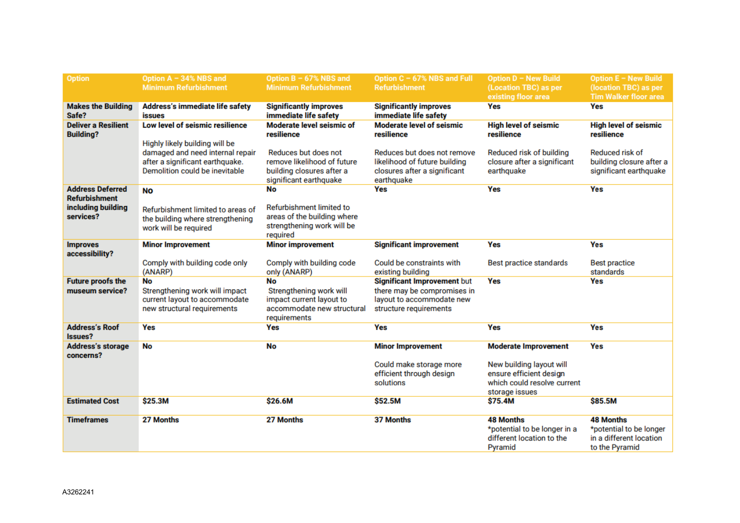| Option | Option A – 34% NBS and Minimum Refurbishment | Option B – 67% NBS and Minimum Refurbishment | Option C – 67% NBS and Full Refurbishment | Option D – New Build (Location TBC) as per existing floor area | Option E – New Build (location TBC) as per Tim Walker floor area |
|---|---|---|---|---|---|
| **Makes the Building Safe?** | **Address's immediate life safety issues** | **Significantly improves immediate life safety** | **Significantly improves immediate life safety** | **Yes** | **Yes** |
| **Deliver a Resilient Building?** | **Low level of seismic resilience**<br><br>Highly likely building will be damaged and need internal repair after a significant earthquake. Demolition could be inevitable | **Moderate level seismic of resilience**<br><br>Reduces but does not remove likelihood of future building closures after a significant earthquake | **Moderate level of seismic resilience**<br><br>Reduces but does not remove likelihood of future building closures after a significant earthquake | **High level of seismic resilience**<br><br>Reduced risk of building closure after a significant earthquake | **High level of seismic resilience**<br><br>Reduced risk of building closure after a significant earthquake |
| **Address Deferred Refurbishment including building services?** | **No**<br><br>Refurbishment limited to areas of the building where strengthening work will be required | **No**<br><br>Refurbishment limited to areas of the building where strengthening work will be required | **Yes** | **Yes** | **Yes** |
| **Improves accessibility?** | **Minor Improvement**<br><br>Comply with building code only (ANARP) | **Minor improvement**<br><br>Comply with building code only (ANARP) | **Significant improvement**<br><br>Could be constraints with existing building | **Yes**<br><br>Best practice standards | **Yes**<br><br>Best practice standards |
| **Future proofs the museum service?** | **No**<br>Strengthening work will impact current layout to accommodate new structural requirements | **No**<br>Strengthening work will impact current layout to accommodate new structural requirements | **Significant Improvement** but there may be compromises in layout to accommodate new structure requirements | **Yes** | **Yes** |
| **Address's Roof Issues?** | **Yes** | **Yes** | **Yes** | **Yes** | **Yes** |
| **Address's storage concerns?** | **No** | **No** | **Minor Improvement**<br><br>Could make storage more efficient through design solutions | **Moderate Improvement**<br><br>New building layout will ensure efficient design which could resolve current storage issues | **Yes** |
| **Estimated Cost** | **$25.3M** | **$26.6M** | **$52.5M** | **$75.4M** | **$85.5M** |
| **Timeframes** | **27 Months** | **27 Months** | **37 Months** | **48 Months**<br>*potential to be longer in a different location to the Pyramid | **48 Months**<br>*potential to be longer in a different location to the Pyramid |

A3262241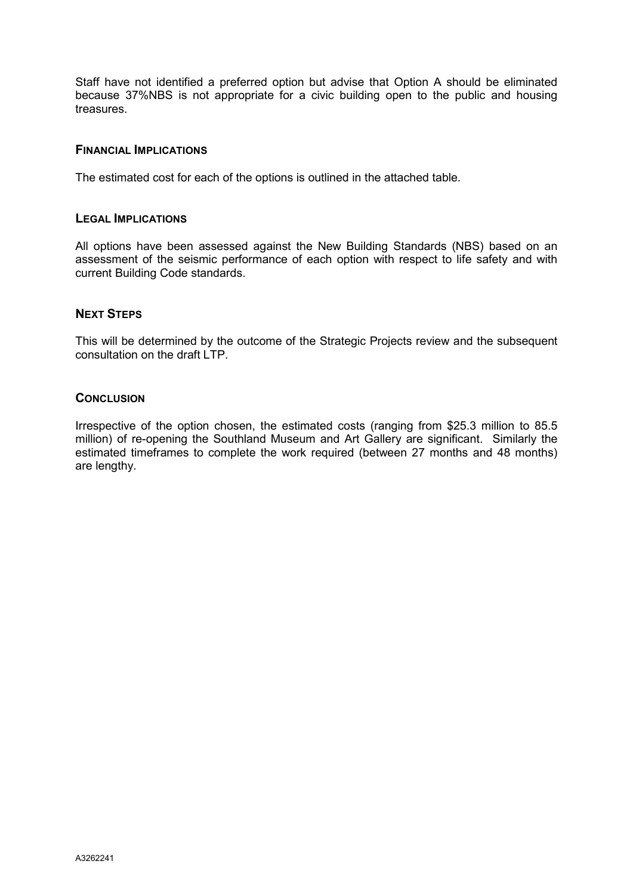Staff have not identified a preferred option but advise that Option A should be eliminated because 37%NBS is not appropriate for a civic building open to the public and housing treasures.

## FINANCIAL IMPLICATIONS

The estimated cost for each of the options is outlined in the attached table.

## LEGAL IMPLICATIONS

All options have been assessed against the New Building Standards (NBS) based on an assessment of the seismic performance of each option with respect to life safety and with current Building Code standards.

## NEXT STEPS

This will be determined by the outcome of the Strategic Projects review and the subsequent consultation on the draft LTP.

## CONCLUSION

Irrespective of the option chosen, the estimated costs (ranging from $25.3 million to 85.5 million) of re-opening the Southland Museum and Art Gallery are significant. Similarly the estimated timeframes to complete the work required (between 27 months and 48 months) are lengthy.

A3262241